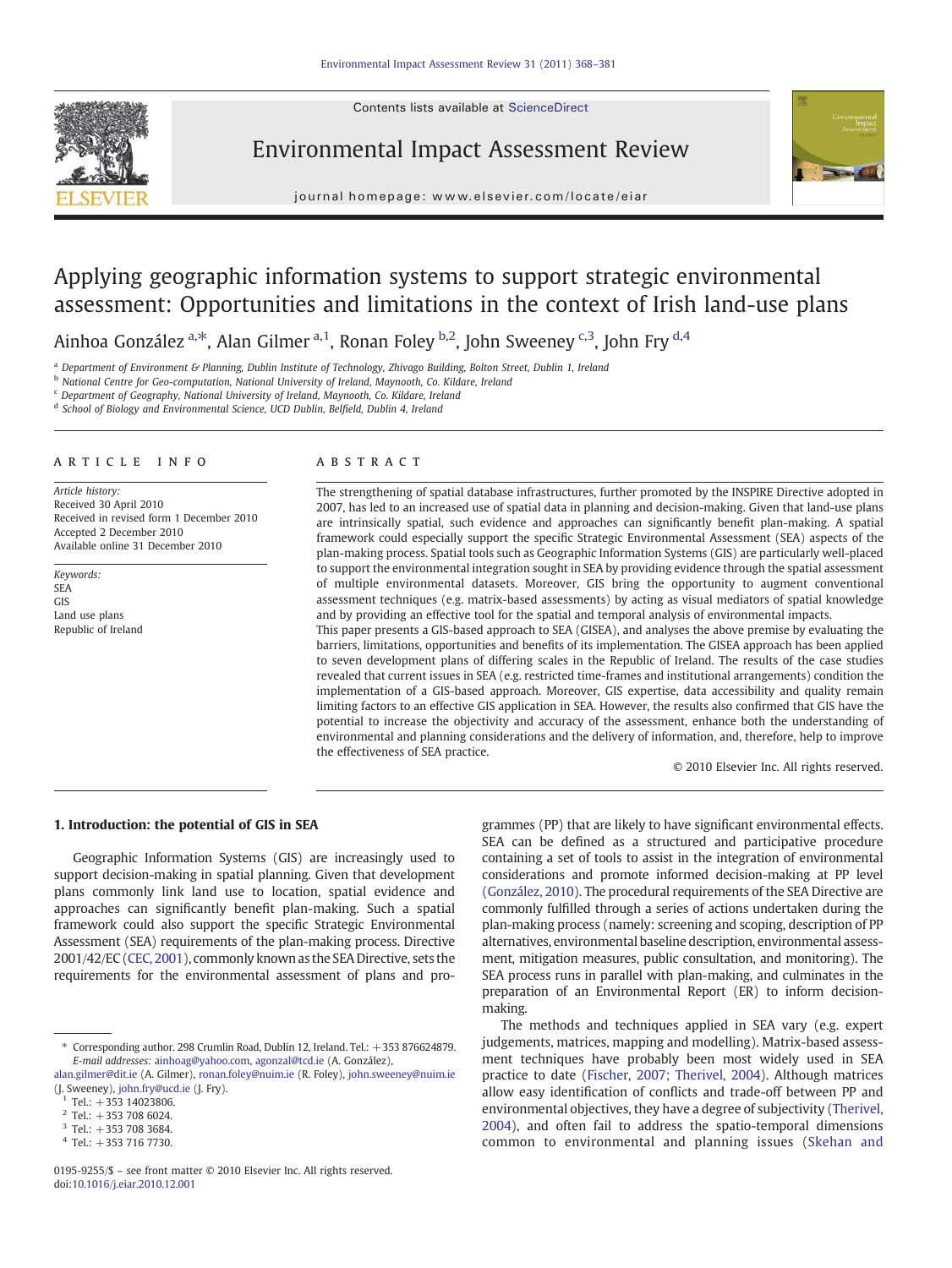Contents lists available at ScienceDirect

# Environmental Impact Assessment Review

journal homepage: www.elsevier.com/locate/eiar

# Applying geographic information systems to support strategic environmental assessment: Opportunities and limitations in the context of Irish land-use plans

Ainhoa González [a,*], Alan Gilmer [a,1], Ronan Foley [b,2], John Sweeney [c,3], John Fry [d,4]

[a] Department of Environment & Planning, Dublin Institute of Technology, Zhivago Building, Bolton Street, Dublin 1, Ireland
[b] National Centre for Geo-computation, National University of Ireland, Maynooth, Co. Kildare, Ireland
[c] Department of Geography, National University of Ireland, Maynooth, Co. Kildare, Ireland
[d] School of Biology and Environmental Science, UCD Dublin, Belfield, Dublin 4, Ireland

## ARTICLE INFO

*Article history:*
Received 30 April 2010
Received in revised form 1 December 2010
Accepted 2 December 2010
Available online 31 December 2010

*Keywords:*
SEA
GIS
Land use plans
Republic of Ireland

## ABSTRACT

The strengthening of spatial database infrastructures, further promoted by the INSPIRE Directive adopted in 2007, has led to an increased use of spatial data in planning and decision-making. Given that land-use plans are intrinsically spatial, such evidence and approaches can significantly benefit plan-making. A spatial framework could especially support the specific Strategic Environmental Assessment (SEA) aspects of the plan-making process. Spatial tools such as Geographic Information Systems (GIS) are particularly well-placed to support the environmental integration sought in SEA by providing evidence through the spatial assessment of multiple environmental datasets. Moreover, GIS bring the opportunity to augment conventional assessment techniques (e.g. matrix-based assessments) by acting as visual mediators of spatial knowledge and by providing an effective tool for the spatial and temporal analysis of environmental impacts.

This paper presents a GIS-based approach to SEA (GISEA), and analyses the above premise by evaluating the barriers, limitations, opportunities and benefits of its implementation. The GISEA approach has been applied to seven development plans of differing scales in the Republic of Ireland. The results of the case studies revealed that current issues in SEA (e.g. restricted time-frames and institutional arrangements) condition the implementation of a GIS-based approach. Moreover, GIS expertise, data accessibility and quality remain limiting factors to an effective GIS application in SEA. However, the results also confirmed that GIS have the potential to increase the objectivity and accuracy of the assessment, enhance both the understanding of environmental and planning considerations and the delivery of information, and, therefore, help to improve the effectiveness of SEA practice.

© 2010 Elsevier Inc. All rights reserved.

## 1. Introduction: the potential of GIS in SEA

Geographic Information Systems (GIS) are increasingly used to support decision-making in spatial planning. Given that development plans commonly link land use to location, spatial evidence and approaches can significantly benefit plan-making. Such a spatial framework could also support the specific Strategic Environmental Assessment (SEA) requirements of the plan-making process. Directive 2001/42/EC (CEC, 2001), commonly known as the SEA Directive, sets the requirements for the environmental assessment of plans and programmes (PP) that are likely to have significant environmental effects. SEA can be defined as a structured and participative procedure containing a set of tools to assist in the integration of environmental considerations and promote informed decision-making at PP level (González, 2010). The procedural requirements of the SEA Directive are commonly fulfilled through a series of actions undertaken during the plan-making process (namely: screening and scoping, description of PP alternatives, environmental baseline description, environmental assessment, mitigation measures, public consultation, and monitoring). The SEA process runs in parallel with plan-making, and culminates in the preparation of an Environmental Report (ER) to inform decision-making.

The methods and techniques applied in SEA vary (e.g. expert judgements, matrices, mapping and modelling). Matrix-based assessment techniques have probably been most widely used in SEA practice to date (Fischer, 2007; Therivel, 2004). Although matrices allow easy identification of conflicts and trade-off between PP and environmental objectives, they have a degree of subjectivity (Therivel, 2004), and often fail to address the spatio-temporal dimensions common to environmental and planning issues (Skehan and

\* Corresponding author. 298 Crumlin Road, Dublin 12, Ireland. Tel.: +353 876624879.
*E-mail addresses:* ainhoag@yahoo.com, agonzal@tcd.ie (A. González), alan.gilmer@dit.ie (A. Gilmer), ronan.foley@nuim.ie (R. Foley), john.sweeney@nuim.ie (J. Sweeney), john.fry@ucd.ie (J. Fry).
[1] Tel.: +353 14023806.
[2] Tel.: +353 708 6024.
[3] Tel.: +353 708 3684.
[4] Tel.: +353 716 7730.

0195-9255/$ – see front matter © 2010 Elsevier Inc. All rights reserved.
doi:10.1016/j.eiar.2010.12.001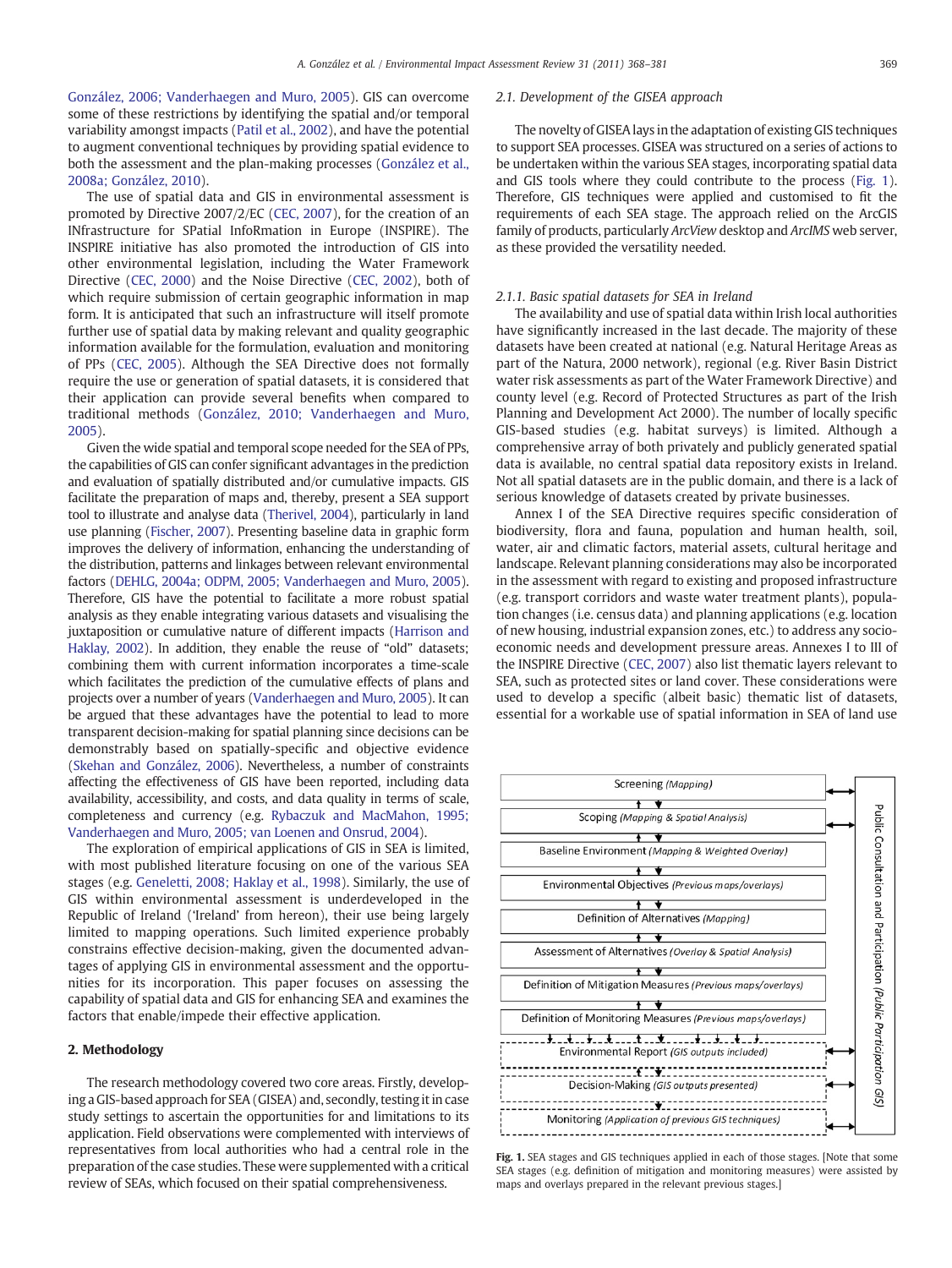González, 2006; Vanderhaegen and Muro, 2005). GIS can overcome some of these restrictions by identifying the spatial and/or temporal variability amongst impacts (Patil et al., 2002), and have the potential to augment conventional techniques by providing spatial evidence to both the assessment and the plan-making processes (González et al., 2008a; González, 2010).

The use of spatial data and GIS in environmental assessment is promoted by Directive 2007/2/EC (CEC, 2007), for the creation of an INfrastructure for SPatial InfoRmation in Europe (INSPIRE). The INSPIRE initiative has also promoted the introduction of GIS into other environmental legislation, including the Water Framework Directive (CEC, 2000) and the Noise Directive (CEC, 2002), both of which require submission of certain geographic information in map form. It is anticipated that such an infrastructure will itself promote further use of spatial data by making relevant and quality geographic information available for the formulation, evaluation and monitoring of PPs (CEC, 2005). Although the SEA Directive does not formally require the use or generation of spatial datasets, it is considered that their application can provide several benefits when compared to traditional methods (González, 2010; Vanderhaegen and Muro, 2005).

Given the wide spatial and temporal scope needed for the SEA of PPs, the capabilities of GIS can confer significant advantages in the prediction and evaluation of spatially distributed and/or cumulative impacts. GIS facilitate the preparation of maps and, thereby, present a SEA support tool to illustrate and analyse data (Therivel, 2004), particularly in land use planning (Fischer, 2007). Presenting baseline data in graphic form improves the delivery of information, enhancing the understanding of the distribution, patterns and linkages between relevant environmental factors (DEHLG, 2004a; ODPM, 2005; Vanderhaegen and Muro, 2005). Therefore, GIS have the potential to facilitate a more robust spatial analysis as they enable integrating various datasets and visualising the juxtaposition or cumulative nature of different impacts (Harrison and Haklay, 2002). In addition, they enable the reuse of "old" datasets; combining them with current information incorporates a time-scale which facilitates the prediction of the cumulative effects of plans and projects over a number of years (Vanderhaegen and Muro, 2005). It can be argued that these advantages have the potential to lead to more transparent decision-making for spatial planning since decisions can be demonstrably based on spatially-specific and objective evidence (Skehan and González, 2006). Nevertheless, a number of constraints affecting the effectiveness of GIS have been reported, including data availability, accessibility, and costs, and data quality in terms of scale, completeness and currency (e.g. Rybaczuk and MacMahon, 1995; Vanderhaegen and Muro, 2005; van Loenen and Onsrud, 2004).

The exploration of empirical applications of GIS in SEA is limited, with most published literature focusing on one of the various SEA stages (e.g. Geneletti, 2008; Haklay et al., 1998). Similarly, the use of GIS within environmental assessment is underdeveloped in the Republic of Ireland ('Ireland' from hereon), their use being largely limited to mapping operations. Such limited experience probably constrains effective decision-making, given the documented advantages of applying GIS in environmental assessment and the opportunities for its incorporation. This paper focuses on assessing the capability of spatial data and GIS for enhancing SEA and examines the factors that enable/impede their effective application.

## 2. Methodology

The research methodology covered two core areas. Firstly, developing a GIS-based approach for SEA (GISEA) and, secondly, testing it in case study settings to ascertain the opportunities for and limitations to its application. Field observations were complemented with interviews of representatives from local authorities who had a central role in the preparation of the case studies. These were supplemented with a critical review of SEAs, which focused on their spatial comprehensiveness.

### 2.1. Development of the GISEA approach

The novelty of GISEA lays in the adaptation of existing GIS techniques to support SEA processes. GISEA was structured on a series of actions to be undertaken within the various SEA stages, incorporating spatial data and GIS tools where they could contribute to the process (Fig. 1). Therefore, GIS techniques were applied and customised to fit the requirements of each SEA stage. The approach relied on the ArcGIS family of products, particularly *ArcView* desktop and *ArcIMS* web server, as these provided the versatility needed.

#### 2.1.1. Basic spatial datasets for SEA in Ireland

The availability and use of spatial data within Irish local authorities have significantly increased in the last decade. The majority of these datasets have been created at national (e.g. Natural Heritage Areas as part of the Natura, 2000 network), regional (e.g. River Basin District water risk assessments as part of the Water Framework Directive) and county level (e.g. Record of Protected Structures as part of the Irish Planning and Development Act 2000). The number of locally specific GIS-based studies (e.g. habitat surveys) is limited. Although a comprehensive array of both privately and publicly generated spatial data is available, no central spatial data repository exists in Ireland. Not all spatial datasets are in the public domain, and there is a lack of serious knowledge of datasets created by private businesses.

Annex I of the SEA Directive requires specific consideration of biodiversity, flora and fauna, population and human health, soil, water, air and climatic factors, material assets, cultural heritage and landscape. Relevant planning considerations may also be incorporated in the assessment with regard to existing and proposed infrastructure (e.g. transport corridors and waste water treatment plants), population changes (i.e. census data) and planning applications (e.g. location of new housing, industrial expansion zones, etc.) to address any socio-economic needs and development pressure areas. Annexes I to III of the INSPIRE Directive (CEC, 2007) also list thematic layers relevant to SEA, such as protected sites or land cover. These considerations were used to develop a specific (albeit basic) thematic list of datasets, essential for a workable use of spatial information in SEA of land use

Screening *(Mapping)*

Scoping *(Mapping & Spatial Analysis)*

Baseline Environment *(Mapping & Weighted Overlay)*

Environmental Objectives *(Previous maps/overlays)*

Definition of Alternatives *(Mapping)*

Assessment of Alternatives *(Overlay & Spatial Analysis)*

Definition of Mitigation Measures *(Previous maps/overlays)*

Definition of Monitoring Measures *(Previous maps/overlays)*

Environmental Report *(GIS outputs included)*

Decision-Making *(GIS outputs presented)*

Monitoring *(Application of previous GIS techniques)*

Public Consultation and Participation *(Public Participation GIS)*

**Fig. 1.** SEA stages and GIS techniques applied in each of those stages. [Note that some SEA stages (e.g. definition of mitigation and monitoring measures) were assisted by maps and overlays prepared in the relevant previous stages.]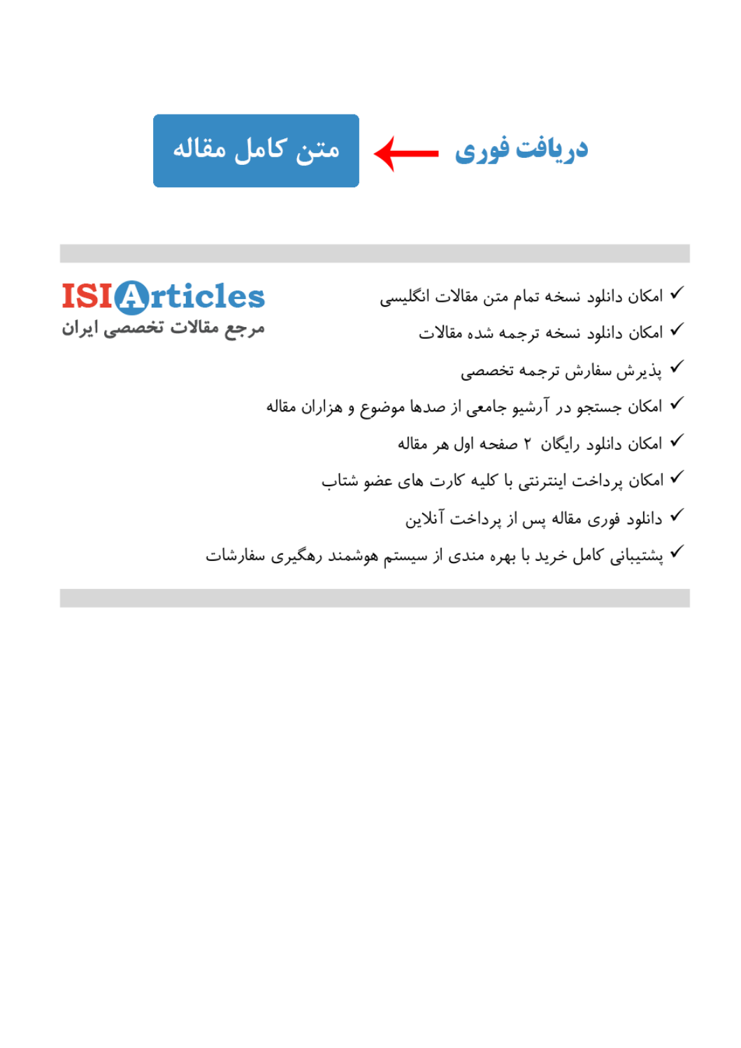دریافت فوری ← متن کامل مقاله

**ISIArticles**
مرجع مقالات تخصصی ایران

- ✓ امکان دانلود نسخه تمام متن مقالات انگلیسی
- ✓ امکان دانلود نسخه ترجمه شده مقالات
- ✓ پذیرش سفارش ترجمه تخصصی
- ✓ امکان جستجو در آرشیو جامعی از صدها موضوع و هزاران مقاله
- ✓ امکان دانلود رایگان ۲ صفحه اول هر مقاله
- ✓ امکان پرداخت اینترنتی با کلیه کارت های عضو شتاب
- ✓ دانلود فوری مقاله پس از پرداخت آنلاین
- ✓ پشتیبانی کامل خرید با بهره مندی از سیستم هوشمند رهگیری سفارشات